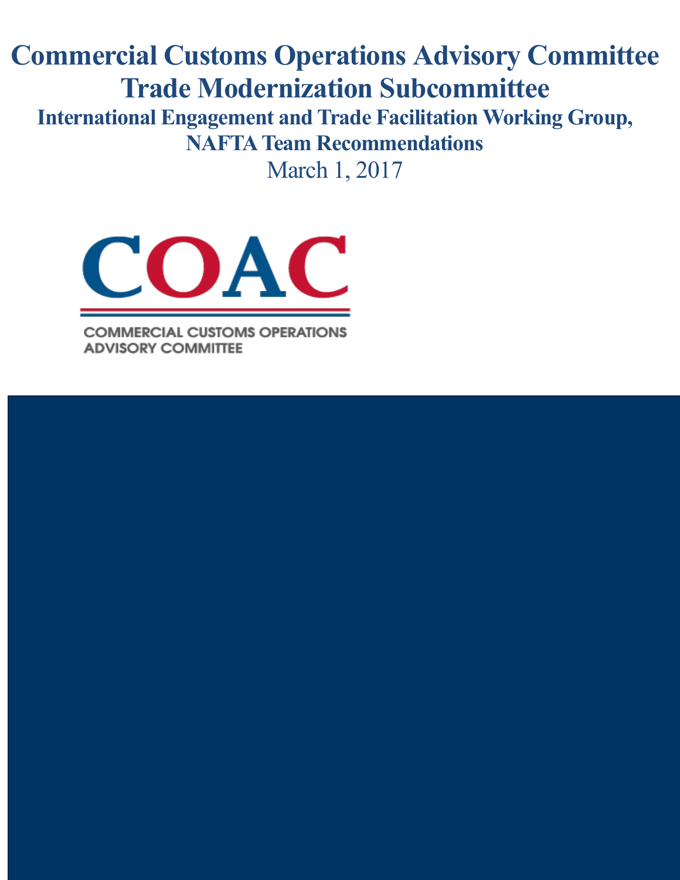# Commercial Customs Operations Advisory Committee

## Trade Modernization Subcommittee

### International Engagement and Trade Facilitation Working Group, NAFTA Team Recommendations

March 1, 2017

COAC

COMMERCIAL CUSTOMS OPERATIONS ADVISORY COMMITTEE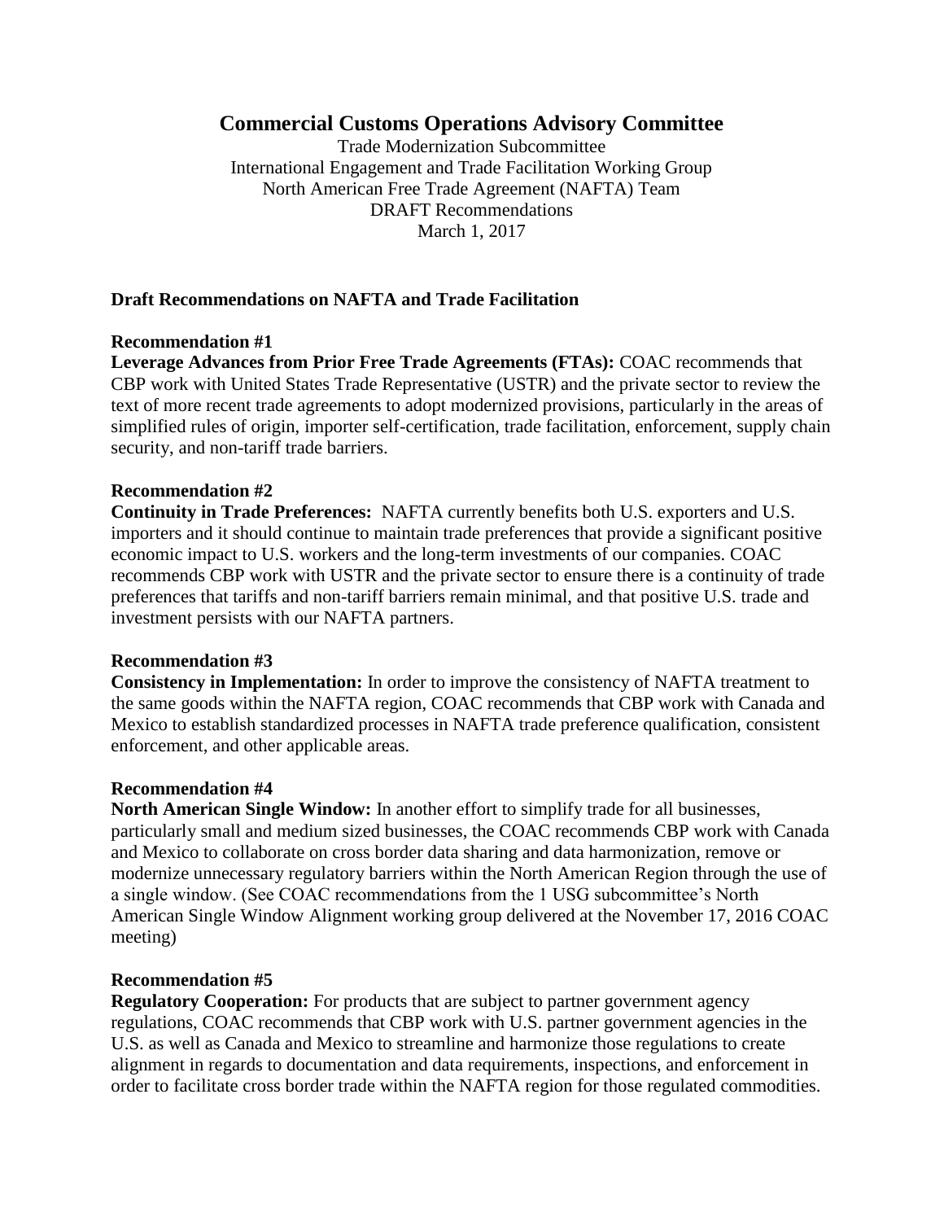# Commercial Customs Operations Advisory Committee

Trade Modernization Subcommittee
International Engagement and Trade Facilitation Working Group
North American Free Trade Agreement (NAFTA) Team
DRAFT Recommendations
March 1, 2017

### Draft Recommendations on NAFTA and Trade Facilitation

**Recommendation #1**
**Leverage Advances from Prior Free Trade Agreements (FTAs):** COAC recommends that CBP work with United States Trade Representative (USTR) and the private sector to review the text of more recent trade agreements to adopt modernized provisions, particularly in the areas of simplified rules of origin, importer self-certification, trade facilitation, enforcement, supply chain security, and non-tariff trade barriers.

**Recommendation #2**
**Continuity in Trade Preferences:** NAFTA currently benefits both U.S. exporters and U.S. importers and it should continue to maintain trade preferences that provide a significant positive economic impact to U.S. workers and the long-term investments of our companies. COAC recommends CBP work with USTR and the private sector to ensure there is a continuity of trade preferences that tariffs and non-tariff barriers remain minimal, and that positive U.S. trade and investment persists with our NAFTA partners.

**Recommendation #3**
**Consistency in Implementation:** In order to improve the consistency of NAFTA treatment to the same goods within the NAFTA region, COAC recommends that CBP work with Canada and Mexico to establish standardized processes in NAFTA trade preference qualification, consistent enforcement, and other applicable areas.

**Recommendation #4**
**North American Single Window:** In another effort to simplify trade for all businesses, particularly small and medium sized businesses, the COAC recommends CBP work with Canada and Mexico to collaborate on cross border data sharing and data harmonization, remove or modernize unnecessary regulatory barriers within the North American Region through the use of a single window. (See COAC recommendations from the 1 USG subcommittee's North American Single Window Alignment working group delivered at the November 17, 2016 COAC meeting)

**Recommendation #5**
**Regulatory Cooperation:** For products that are subject to partner government agency regulations, COAC recommends that CBP work with U.S. partner government agencies in the U.S. as well as Canada and Mexico to streamline and harmonize those regulations to create alignment in regards to documentation and data requirements, inspections, and enforcement in order to facilitate cross border trade within the NAFTA region for those regulated commodities.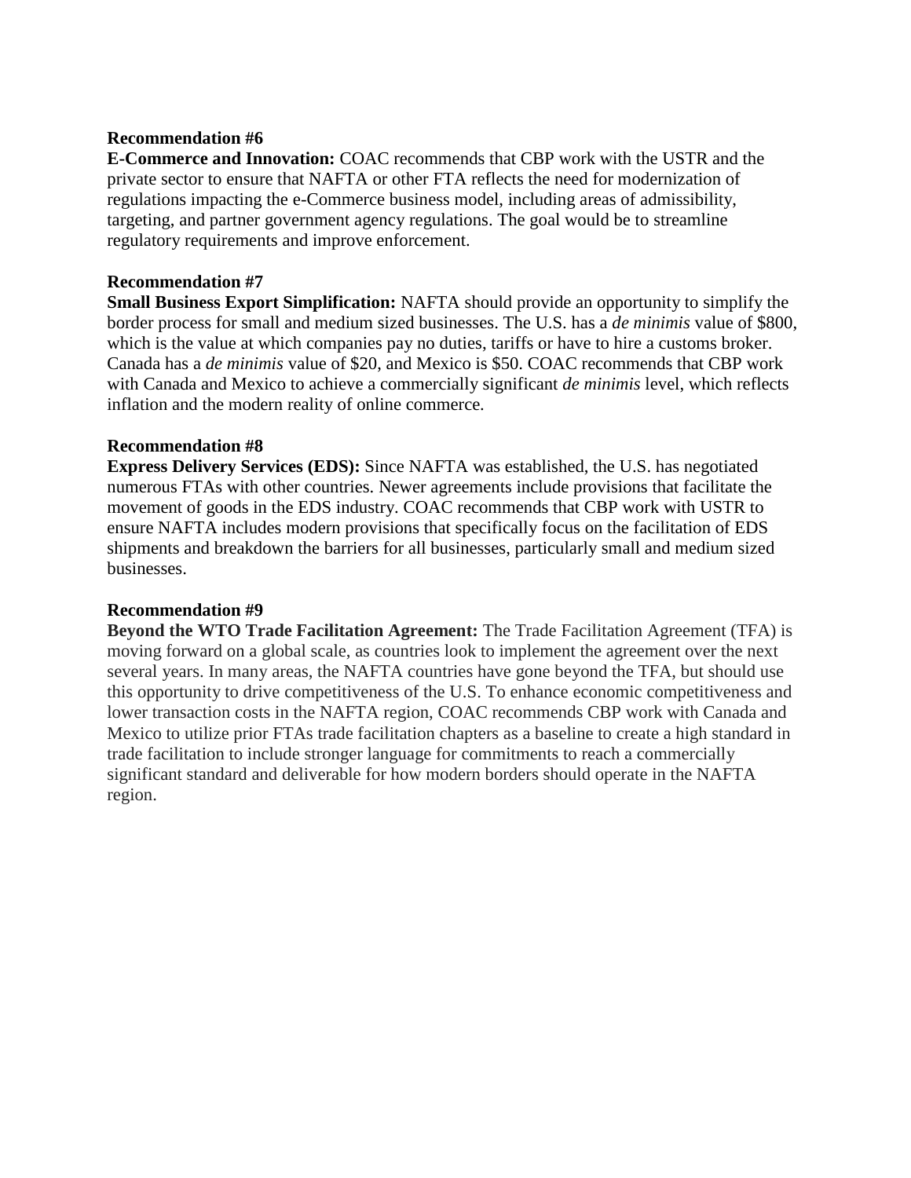**Recommendation #6**

**E-Commerce and Innovation:** COAC recommends that CBP work with the USTR and the private sector to ensure that NAFTA or other FTA reflects the need for modernization of regulations impacting the e-Commerce business model, including areas of admissibility, targeting, and partner government agency regulations. The goal would be to streamline regulatory requirements and improve enforcement.

**Recommendation #7**

**Small Business Export Simplification:** NAFTA should provide an opportunity to simplify the border process for small and medium sized businesses. The U.S. has a *de minimis* value of $800, which is the value at which companies pay no duties, tariffs or have to hire a customs broker. Canada has a *de minimis* value of $20, and Mexico is $50. COAC recommends that CBP work with Canada and Mexico to achieve a commercially significant *de minimis* level, which reflects inflation and the modern reality of online commerce.

**Recommendation #8**

**Express Delivery Services (EDS):** Since NAFTA was established, the U.S. has negotiated numerous FTAs with other countries. Newer agreements include provisions that facilitate the movement of goods in the EDS industry. COAC recommends that CBP work with USTR to ensure NAFTA includes modern provisions that specifically focus on the facilitation of EDS shipments and breakdown the barriers for all businesses, particularly small and medium sized businesses.

**Recommendation #9**

**Beyond the WTO Trade Facilitation Agreement:** The Trade Facilitation Agreement (TFA) is moving forward on a global scale, as countries look to implement the agreement over the next several years. In many areas, the NAFTA countries have gone beyond the TFA, but should use this opportunity to drive competitiveness of the U.S. To enhance economic competitiveness and lower transaction costs in the NAFTA region, COAC recommends CBP work with Canada and Mexico to utilize prior FTAs trade facilitation chapters as a baseline to create a high standard in trade facilitation to include stronger language for commitments to reach a commercially significant standard and deliverable for how modern borders should operate in the NAFTA region.